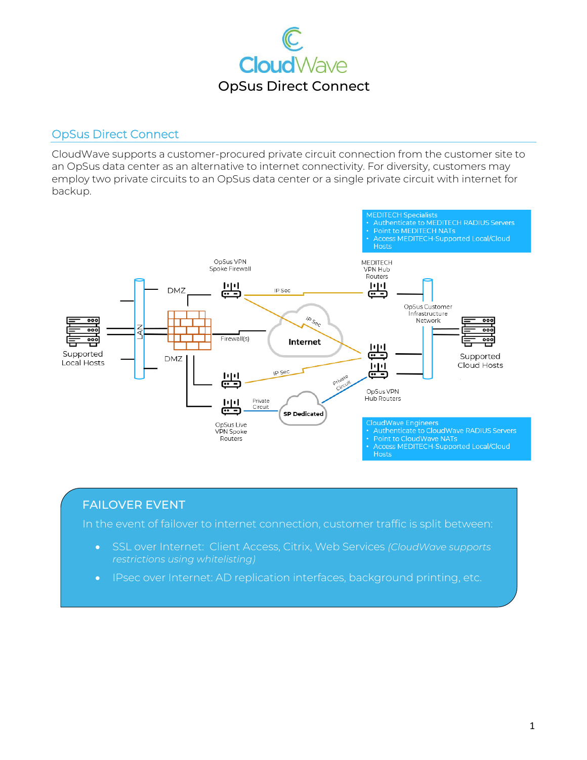# CloudWave

## OpsUs Direct Connect

### OpsUs Direct Connect

CloudWave supports a customer-procured private circuit connection from the customer site to an OpsUs data center as an alternative to internet connectivity. For diversity, customers may employ two private circuits to an OpsUs data center or a single private circuit with internet for backup.

**MEDITECH Specialists**
- Authenticate to MEDITECH RADIUS Servers
- Point to MEDITECH NATs
- Access MEDITECH-Supported Local/Cloud Hosts

OpsUs VPN Spoke Firewall

MEDITECH VPN Hub Routers

DMZ

IP Sec

OpsUs Customer Infrastructure Network

LAN

IP Sec

Supported Local Hosts

Firewall(s)

Internet

Supported Cloud Hosts

DMZ

IP Sec

Private Circuit

Private Circuit

OpsUs VPN Hub Routers

SP Dedicated

OpsUs Live VPN Spoke Routers

**CloudWave Engineers**
- Authenticate to CloudWave RADIUS Servers
- Point to CloudWave NATs
- Access MEDITECH-Supported Local/Cloud Hosts

### FAILOVER EVENT

In the event of failover to internet connection, customer traffic is split between:

- SSL over Internet: Client Access, Citrix, Web Services *(CloudWave supports restrictions using whitelisting)*
- IPsec over Internet: AD replication interfaces, background printing, etc.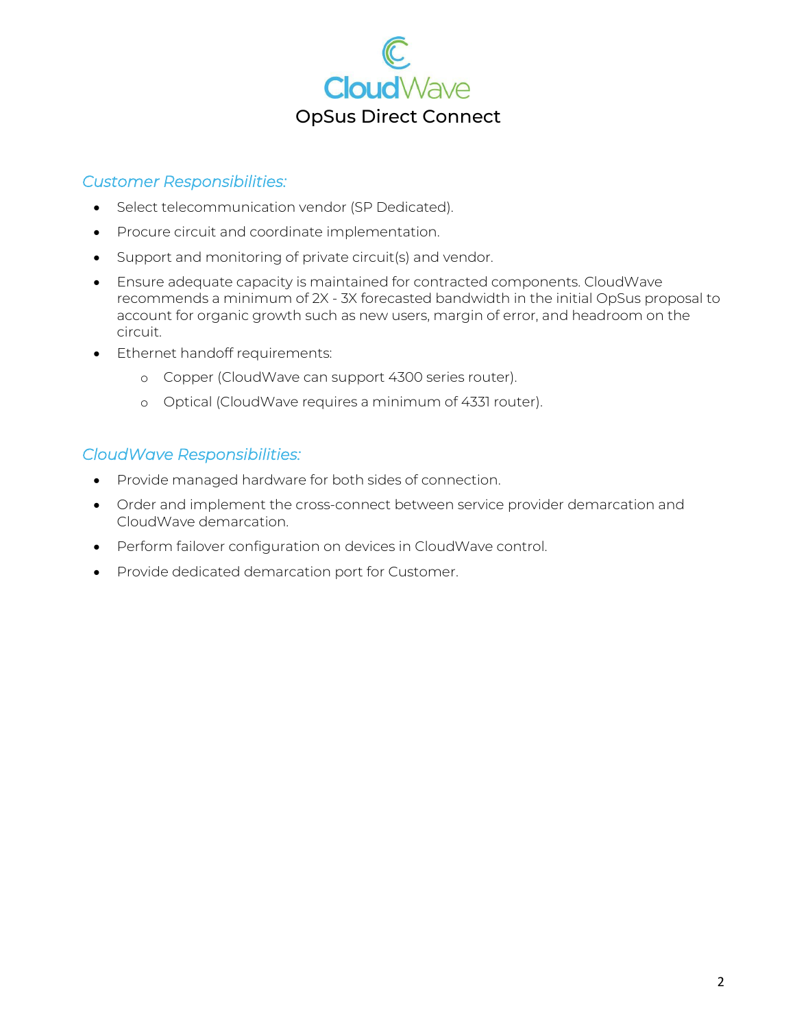CloudWave

OpsUs Direct Connect

## *Customer Responsibilities:*

- Select telecommunication vendor (SP Dedicated).
- Procure circuit and coordinate implementation.
- Support and monitoring of private circuit(s) and vendor.
- Ensure adequate capacity is maintained for contracted components. CloudWave recommends a minimum of 2X - 3X forecasted bandwidth in the initial OpSus proposal to account for organic growth such as new users, margin of error, and headroom on the circuit.
- Ethernet handoff requirements:
  - Copper (CloudWave can support 4300 series router).
  - Optical (CloudWave requires a minimum of 4331 router).

## *CloudWave Responsibilities:*

- Provide managed hardware for both sides of connection.
- Order and implement the cross-connect between service provider demarcation and CloudWave demarcation.
- Perform failover configuration on devices in CloudWave control.
- Provide dedicated demarcation port for Customer.